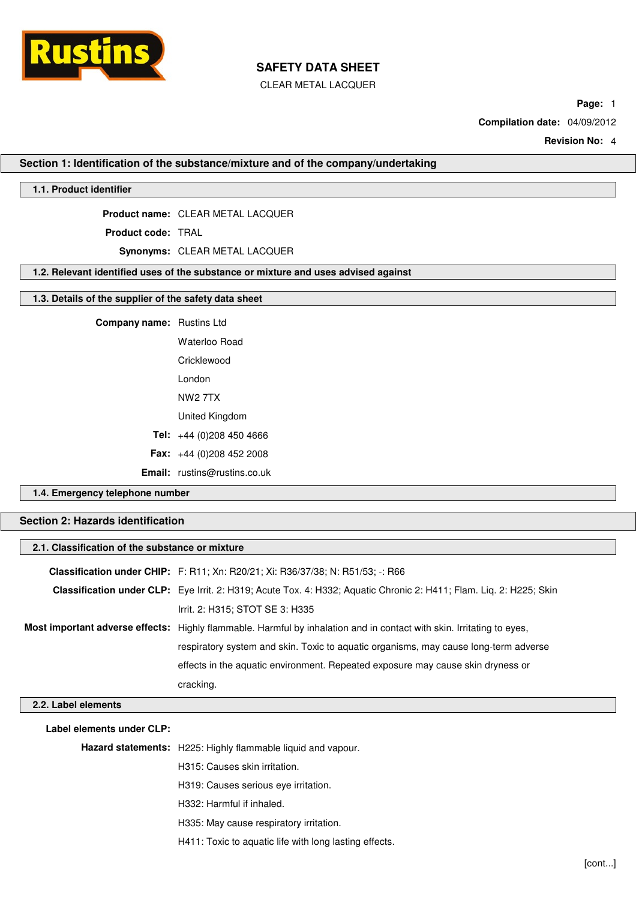# SAFETY DATA SHEET

CLEAR METAL LACQUER

**Compilation date:** 04/09/2012

**Revision No:** 4

## Section 1: Identification of the substance/mixture and of the company/undertaking

### 1.1. Product identifier

**Product name:** CLEAR METAL LACQUER

**Product code:** TRAL

**Synonyms:** CLEAR METAL LACQUER

### 1.2. Relevant identified uses of the substance or mixture and uses advised against

### 1.3. Details of the supplier of the safety data sheet

**Company name:** Rustins Ltd

Waterloo Road

Cricklewood

London

NW2 7TX

United Kingdom

**Tel:** +44 (0)208 450 4666

**Fax:** +44 (0)208 452 2008

**Email:** rustins@rustins.co.uk

### 1.4. Emergency telephone number

## Section 2: Hazards identification

### 2.1. Classification of the substance or mixture

**Classification under CHIP:** F: R11; Xn: R20/21; Xi: R36/37/38; N: R51/53; -: R66

**Classification under CLP:** Eye Irrit. 2: H319; Acute Tox. 4: H332; Aquatic Chronic 2: H411; Flam. Liq. 2: H225; Skin Irrit. 2: H315; STOT SE 3: H335

**Most important adverse effects:** Highly flammable. Harmful by inhalation and in contact with skin. Irritating to eyes, respiratory system and skin. Toxic to aquatic organisms, may cause long-term adverse effects in the aquatic environment. Repeated exposure may cause skin dryness or cracking.

### 2.2. Label elements

**Label elements under CLP:**

**Hazard statements:** H225: Highly flammable liquid and vapour.

H315: Causes skin irritation.

H319: Causes serious eye irritation.

H332: Harmful if inhaled.

H335: May cause respiratory irritation.

H411: Toxic to aquatic life with long lasting effects.

[cont...]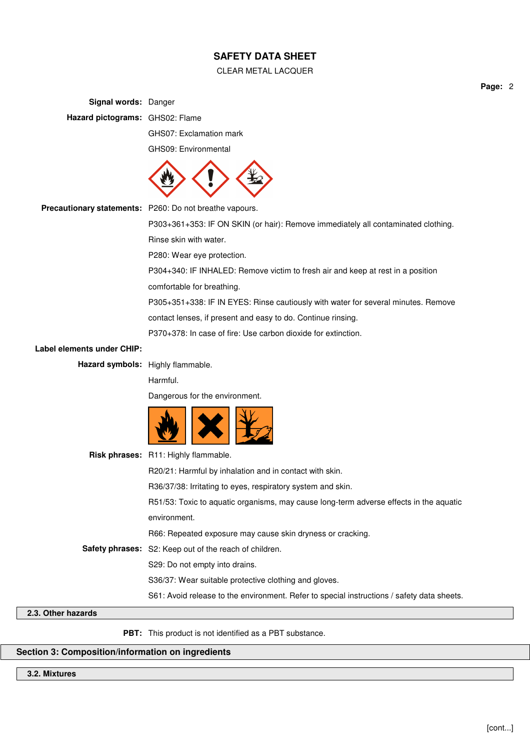**Signal words:** Danger

**Hazard pictograms:** GHS02: Flame

GHS07: Exclamation mark

GHS09: Environmental

**Precautionary statements:** P260: Do not breathe vapours.

P303+361+353: IF ON SKIN (or hair): Remove immediately all contaminated clothing. Rinse skin with water.

P280: Wear eye protection.

P304+340: IF INHALED: Remove victim to fresh air and keep at rest in a position comfortable for breathing.

P305+351+338: IF IN EYES: Rinse cautiously with water for several minutes. Remove contact lenses, if present and easy to do. Continue rinsing.

P370+378: In case of fire: Use carbon dioxide for extinction.

**Label elements under CHIP:**

**Hazard symbols:** Highly flammable.

Harmful.

Dangerous for the environment.

**Risk phrases:** R11: Highly flammable.

R20/21: Harmful by inhalation and in contact with skin.

R36/37/38: Irritating to eyes, respiratory system and skin.

R51/53: Toxic to aquatic organisms, may cause long-term adverse effects in the aquatic environment.

R66: Repeated exposure may cause skin dryness or cracking.

**Safety phrases:** S2: Keep out of the reach of children.

S29: Do not empty into drains.

S36/37: Wear suitable protective clothing and gloves.

S61: Avoid release to the environment. Refer to special instructions / safety data sheets.

### 2.3. Other hazards

**PBT:** This product is not identified as a PBT substance.

## Section 3: Composition/information on ingredients

### 3.2. Mixtures

[cont...]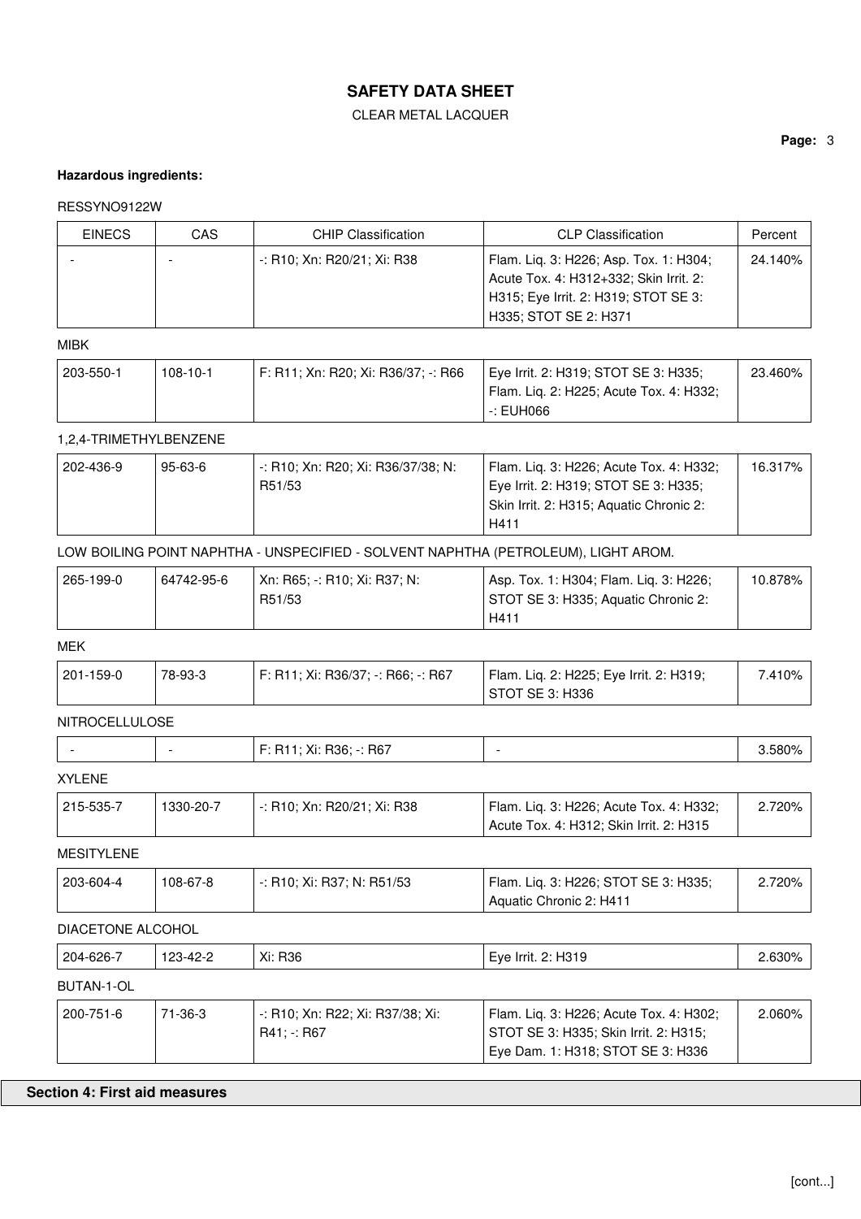**Hazardous ingredients:**

RESSYNO9122W

| EINECS | CAS | CHIP Classification | CLP Classification | Percent |
|---|---|---|---|---|
| - | - | -: R10; Xn: R20/21; Xi: R38 | Flam. Liq. 3: H226; Asp. Tox. 1: H304; Acute Tox. 4: H312+332; Skin Irrit. 2: H315; Eye Irrit. 2: H319; STOT SE 3: H335; STOT SE 2: H371 | 24.140% |

MIBK

| EINECS | CAS | CHIP Classification | CLP Classification | Percent |
|---|---|---|---|---|
| 203-550-1 | 108-10-1 | F: R11; Xn: R20; Xi: R36/37; -: R66 | Eye Irrit. 2: H319; STOT SE 3: H335; Flam. Liq. 2: H225; Acute Tox. 4: H332; -: EUH066 | 23.460% |

1,2,4-TRIMETHYLBENZENE

| EINECS | CAS | CHIP Classification | CLP Classification | Percent |
|---|---|---|---|---|
| 202-436-9 | 95-63-6 | -: R10; Xn: R20; Xi: R36/37/38; N: R51/53 | Flam. Liq. 3: H226; Acute Tox. 4: H332; Eye Irrit. 2: H319; STOT SE 3: H335; Skin Irrit. 2: H315; Aquatic Chronic 2: H411 | 16.317% |

LOW BOILING POINT NAPHTHA - UNSPECIFIED - SOLVENT NAPHTHA (PETROLEUM), LIGHT AROM.

| EINECS | CAS | CHIP Classification | CLP Classification | Percent |
|---|---|---|---|---|
| 265-199-0 | 64742-95-6 | Xn: R65; -: R10; Xi: R37; N: R51/53 | Asp. Tox. 1: H304; Flam. Liq. 3: H226; STOT SE 3: H335; Aquatic Chronic 2: H411 | 10.878% |

MEK

| EINECS | CAS | CHIP Classification | CLP Classification | Percent |
|---|---|---|---|---|
| 201-159-0 | 78-93-3 | F: R11; Xi: R36/37; -: R66; -: R67 | Flam. Liq. 2: H225; Eye Irrit. 2: H319; STOT SE 3: H336 | 7.410% |

NITROCELLULOSE

| EINECS | CAS | CHIP Classification | CLP Classification | Percent |
|---|---|---|---|---|
| - | - | F: R11; Xi: R36; -: R67 | - | 3.580% |

XYLENE

| EINECS | CAS | CHIP Classification | CLP Classification | Percent |
|---|---|---|---|---|
| 215-535-7 | 1330-20-7 | -: R10; Xn: R20/21; Xi: R38 | Flam. Liq. 3: H226; Acute Tox. 4: H332; Acute Tox. 4: H312; Skin Irrit. 2: H315 | 2.720% |

MESITYLENE

| EINECS | CAS | CHIP Classification | CLP Classification | Percent |
|---|---|---|---|---|
| 203-604-4 | 108-67-8 | -: R10; Xi: R37; N: R51/53 | Flam. Liq. 3: H226; STOT SE 3: H335; Aquatic Chronic 2: H411 | 2.720% |

DIACETONE ALCOHOL

| EINECS | CAS | CHIP Classification | CLP Classification | Percent |
|---|---|---|---|---|
| 204-626-7 | 123-42-2 | Xi: R36 | Eye Irrit. 2: H319 | 2.630% |

BUTAN-1-OL

| EINECS | CAS | CHIP Classification | CLP Classification | Percent |
|---|---|---|---|---|
| 200-751-6 | 71-36-3 | -: R10; Xn: R22; Xi: R37/38; Xi: R41; -: R67 | Flam. Liq. 3: H226; Acute Tox. 4: H302; STOT SE 3: H335; Skin Irrit. 2: H315; Eye Dam. 1: H318; STOT SE 3: H336 | 2.060% |

## Section 4: First aid measures

[cont...]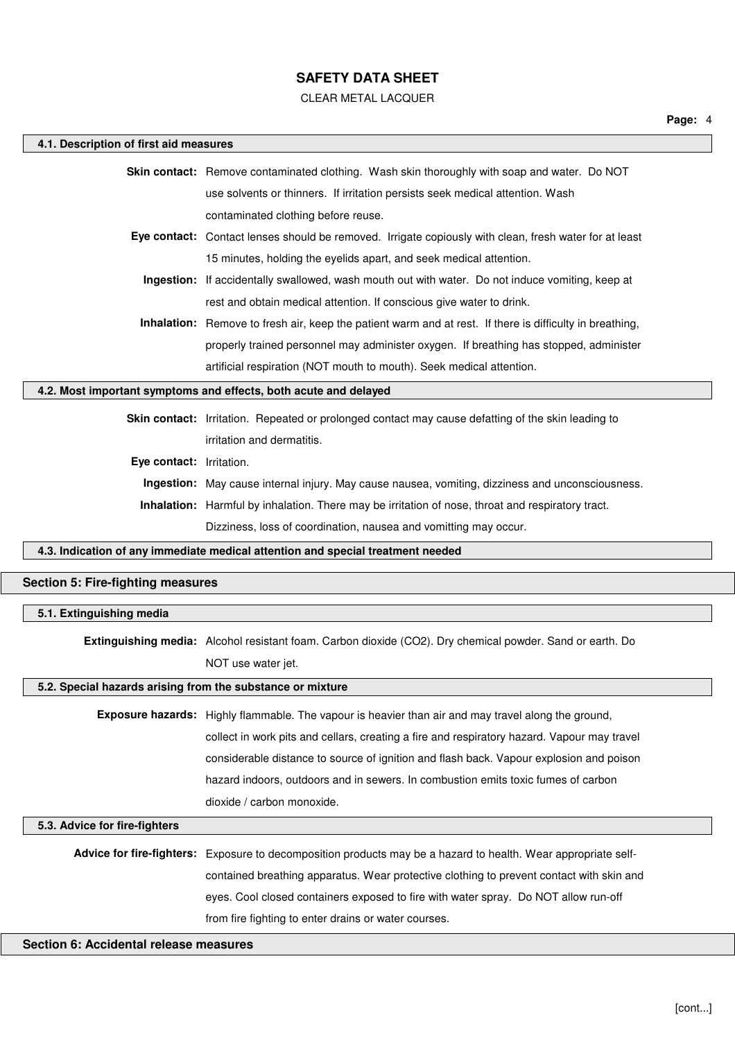### 4.1. Description of first aid measures

**Skin contact:** Remove contaminated clothing. Wash skin thoroughly with soap and water. Do NOT use solvents or thinners. If irritation persists seek medical attention. Wash contaminated clothing before reuse.

**Eye contact:** Contact lenses should be removed. Irrigate copiously with clean, fresh water for at least 15 minutes, holding the eyelids apart, and seek medical attention.

**Ingestion:** If accidentally swallowed, wash mouth out with water. Do not induce vomiting, keep at rest and obtain medical attention. If conscious give water to drink.

**Inhalation:** Remove to fresh air, keep the patient warm and at rest. If there is difficulty in breathing, properly trained personnel may administer oxygen. If breathing has stopped, administer artificial respiration (NOT mouth to mouth). Seek medical attention.

### 4.2. Most important symptoms and effects, both acute and delayed

**Skin contact:** Irritation. Repeated or prolonged contact may cause defatting of the skin leading to irritation and dermatitis.

**Eye contact:** Irritation.

**Ingestion:** May cause internal injury. May cause nausea, vomiting, dizziness and unconsciousness.

**Inhalation:** Harmful by inhalation. There may be irritation of nose, throat and respiratory tract. Dizziness, loss of coordination, nausea and vomitting may occur.

### 4.3. Indication of any immediate medical attention and special treatment needed

## Section 5: Fire-fighting measures

### 5.1. Extinguishing media

**Extinguishing media:** Alcohol resistant foam. Carbon dioxide ($CO_2$). Dry chemical powder. Sand or earth. Do NOT use water jet.

### 5.2. Special hazards arising from the substance or mixture

**Exposure hazards:** Highly flammable. The vapour is heavier than air and may travel along the ground, collect in work pits and cellars, creating a fire and respiratory hazard. Vapour may travel considerable distance to source of ignition and flash back. Vapour explosion and poison hazard indoors, outdoors and in sewers. In combustion emits toxic fumes of carbon dioxide / carbon monoxide.

### 5.3. Advice for fire-fighters

**Advice for fire-fighters:** Exposure to decomposition products may be a hazard to health. Wear appropriate self-contained breathing apparatus. Wear protective clothing to prevent contact with skin and eyes. Cool closed containers exposed to fire with water spray. Do NOT allow run-off from fire fighting to enter drains or water courses.

## Section 6: Accidental release measures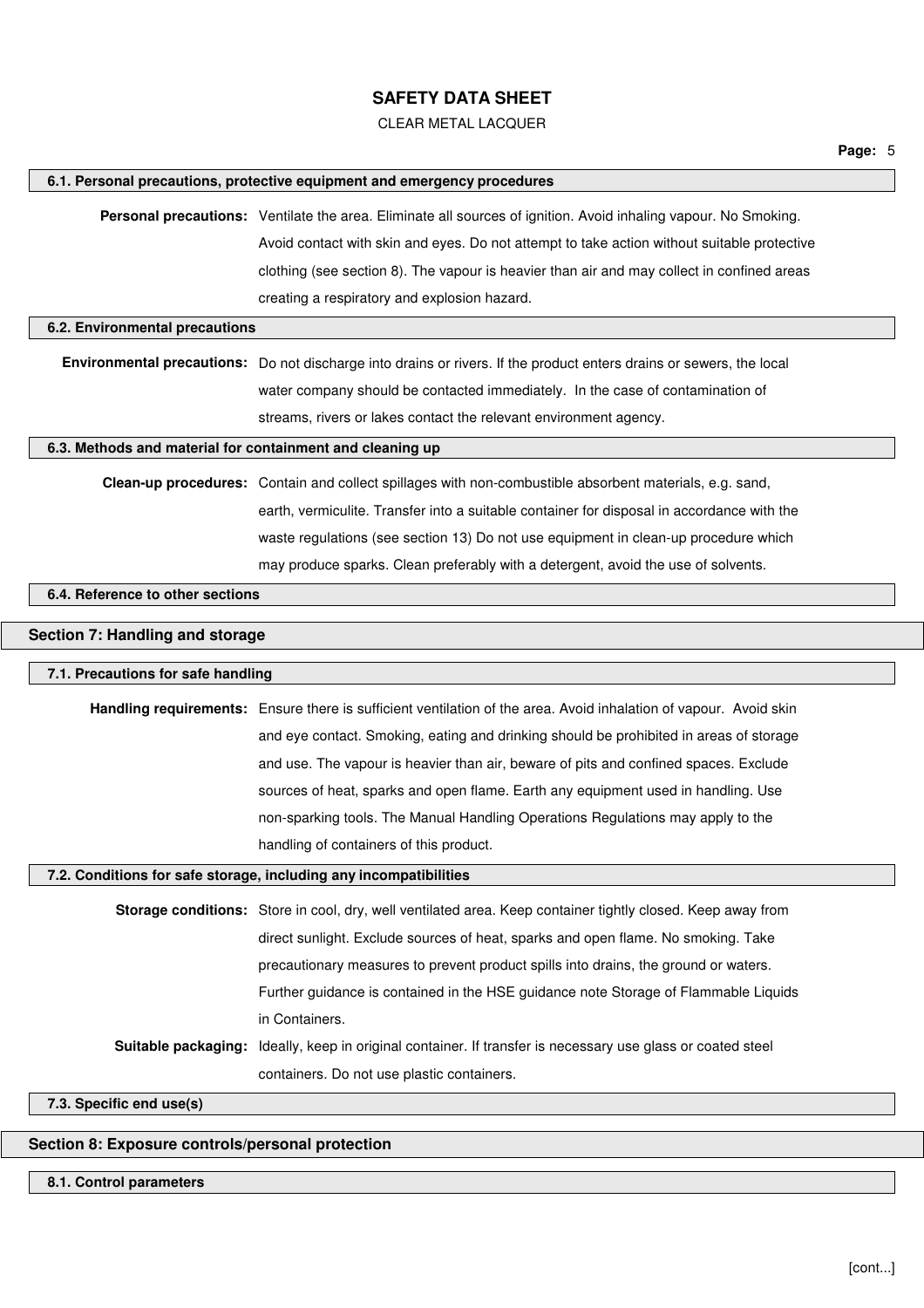### 6.1. Personal precautions, protective equipment and emergency procedures

**Personal precautions:** Ventilate the area. Eliminate all sources of ignition. Avoid inhaling vapour. No Smoking. Avoid contact with skin and eyes. Do not attempt to take action without suitable protective clothing (see section 8). The vapour is heavier than air and may collect in confined areas creating a respiratory and explosion hazard.

### 6.2. Environmental precautions

**Environmental precautions:** Do not discharge into drains or rivers. If the product enters drains or sewers, the local water company should be contacted immediately. In the case of contamination of streams, rivers or lakes contact the relevant environment agency.

### 6.3. Methods and material for containment and cleaning up

**Clean-up procedures:** Contain and collect spillages with non-combustible absorbent materials, e.g. sand, earth, vermiculite. Transfer into a suitable container for disposal in accordance with the waste regulations (see section 13) Do not use equipment in clean-up procedure which may produce sparks. Clean preferably with a detergent, avoid the use of solvents.

### 6.4. Reference to other sections

## Section 7: Handling and storage

### 7.1. Precautions for safe handling

**Handling requirements:** Ensure there is sufficient ventilation of the area. Avoid inhalation of vapour. Avoid skin and eye contact. Smoking, eating and drinking should be prohibited in areas of storage and use. The vapour is heavier than air, beware of pits and confined spaces. Exclude sources of heat, sparks and open flame. Earth any equipment used in handling. Use non-sparking tools. The Manual Handling Operations Regulations may apply to the handling of containers of this product.

### 7.2. Conditions for safe storage, including any incompatibilities

**Storage conditions:** Store in cool, dry, well ventilated area. Keep container tightly closed. Keep away from direct sunlight. Exclude sources of heat, sparks and open flame. No smoking. Take precautionary measures to prevent product spills into drains, the ground or waters. Further guidance is contained in the HSE guidance note Storage of Flammable Liquids in Containers.

**Suitable packaging:** Ideally, keep in original container. If transfer is necessary use glass or coated steel containers. Do not use plastic containers.

### 7.3. Specific end use(s)

## Section 8: Exposure controls/personal protection

### 8.1. Control parameters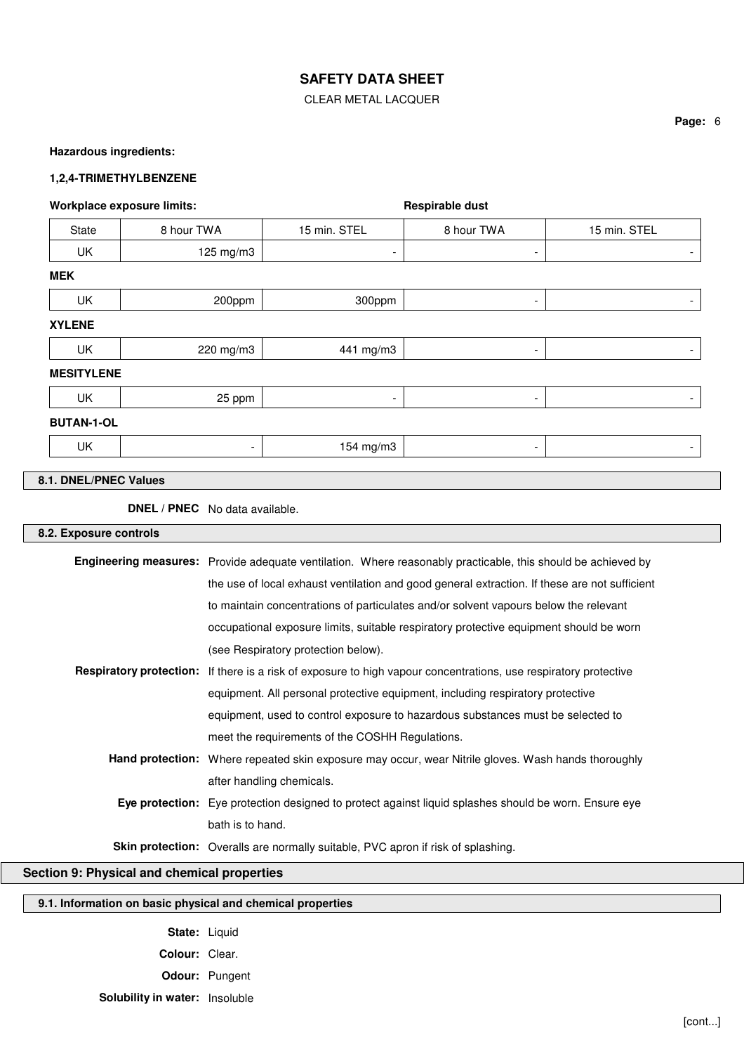**Hazardous ingredients:**

**1,2,4-TRIMETHYLBENZENE**

| Workplace exposure limits: | | | Respirable dust | |
|---|---|---|---|---|
| State | 8 hour TWA | 15 min. STEL | 8 hour TWA | 15 min. STEL |
| UK | 125 mg/m3 | - | - | - |

**MEK**

| State | 8 hour TWA | 15 min. STEL | 8 hour TWA | 15 min. STEL |
|---|---|---|---|---|
| UK | 200ppm | 300ppm | - | - |

**XYLENE**

| State | 8 hour TWA | 15 min. STEL | 8 hour TWA | 15 min. STEL |
|---|---|---|---|---|
| UK | 220 mg/m3 | 441 mg/m3 | - | - |

**MESITYLENE**

| State | 8 hour TWA | 15 min. STEL | 8 hour TWA | 15 min. STEL |
|---|---|---|---|---|
| UK | 25 ppm | - | - | - |

**BUTAN-1-OL**

| State | 8 hour TWA | 15 min. STEL | 8 hour TWA | 15 min. STEL |
|---|---|---|---|---|
| UK | - | 154 mg/m3 | - | - |

### 8.1. DNEL/PNEC Values

**DNEL / PNEC** No data available.

### 8.2. Exposure controls

**Engineering measures:** Provide adequate ventilation. Where reasonably practicable, this should be achieved by the use of local exhaust ventilation and good general extraction. If these are not sufficient to maintain concentrations of particulates and/or solvent vapours below the relevant occupational exposure limits, suitable respiratory protective equipment should be worn (see Respiratory protection below).

**Respiratory protection:** If there is a risk of exposure to high vapour concentrations, use respiratory protective equipment. All personal protective equipment, including respiratory protective equipment, used to control exposure to hazardous substances must be selected to meet the requirements of the COSHH Regulations.

**Hand protection:** Where repeated skin exposure may occur, wear Nitrile gloves. Wash hands thoroughly after handling chemicals.

**Eye protection:** Eye protection designed to protect against liquid splashes should be worn. Ensure eye bath is to hand.

**Skin protection:** Overalls are normally suitable, PVC apron if risk of splashing.

## Section 9: Physical and chemical properties

### 9.1. Information on basic physical and chemical properties

**State:** Liquid

**Colour:** Clear.

**Odour:** Pungent

**Solubility in water:** Insoluble

[cont...]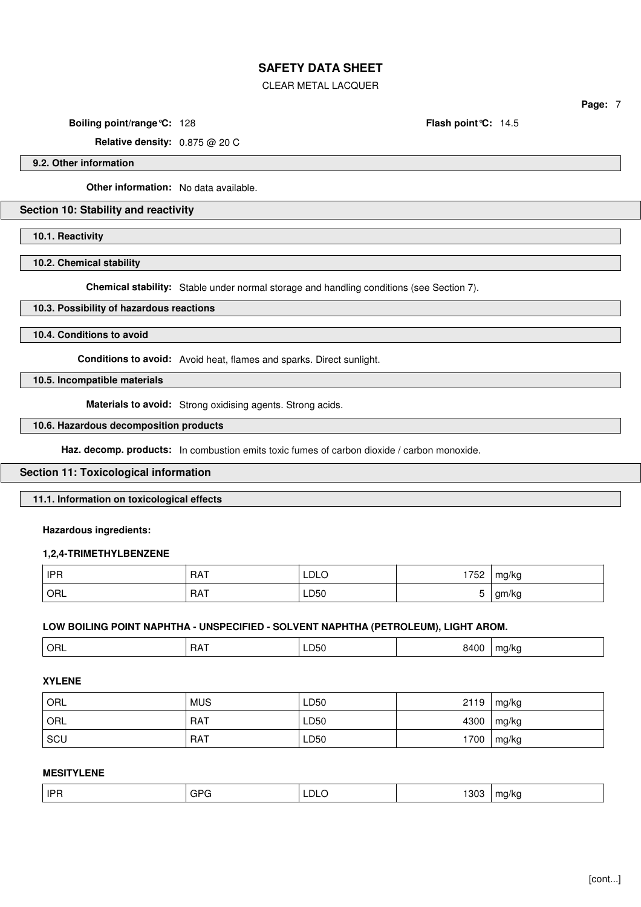**Boiling point/range°C:** 128 **Flash point°C:** 14.5

**Relative density:** 0.875 @ 20 C

### 9.2. Other information

**Other information:** No data available.

## Section 10: Stability and reactivity

### 10.1. Reactivity

### 10.2. Chemical stability

**Chemical stability:** Stable under normal storage and handling conditions (see Section 7).

### 10.3. Possibility of hazardous reactions

### 10.4. Conditions to avoid

**Conditions to avoid:** Avoid heat, flames and sparks. Direct sunlight.

### 10.5. Incompatible materials

**Materials to avoid:** Strong oxidising agents. Strong acids.

### 10.6. Hazardous decomposition products

**Haz. decomp. products:** In combustion emits toxic fumes of carbon dioxide / carbon monoxide.

## Section 11: Toxicological information

### 11.1. Information on toxicological effects

**Hazardous ingredients:**

**1,2,4-TRIMETHYLBENZENE**

| | | | | |
|---|---|---|---|---|
| IPR | RAT | LDLO | 1752 | mg/kg |
| ORL | RAT | LD50 | 5 | gm/kg |

**LOW BOILING POINT NAPHTHA - UNSPECIFIED - SOLVENT NAPHTHA (PETROLEUM), LIGHT AROM.**

| | | | | |
|---|---|---|---|---|
| ORL | RAT | LD50 | 8400 | mg/kg |

**XYLENE**

| | | | | |
|---|---|---|---|---|
| ORL | MUS | LD50 | 2119 | mg/kg |
| ORL | RAT | LD50 | 4300 | mg/kg |
| SCU | RAT | LD50 | 1700 | mg/kg |

**MESITYLENE**

| | | | | |
|---|---|---|---|---|
| IPR | GPG | LDLO | 1303 | mg/kg |

[cont...]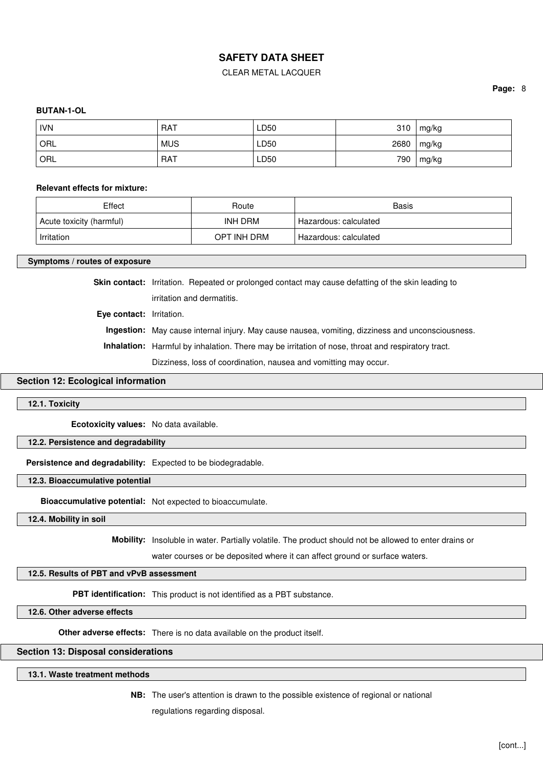**BUTAN-1-OL**

| | | | | |
|---|---|---|---|---|
| IVN | RAT | LD50 | 310 | mg/kg |
| ORL | MUS | LD50 | 2680 | mg/kg |
| ORL | RAT | LD50 | 790 | mg/kg |

**Relevant effects for mixture:**

| Effect | Route | Basis |
|---|---|---|
| Acute toxicity (harmful) | INH DRM | Hazardous: calculated |
| Irritation | OPT INH DRM | Hazardous: calculated |

### Symptoms / routes of exposure

**Skin contact:** Irritation. Repeated or prolonged contact may cause defatting of the skin leading to irritation and dermatitis.

**Eye contact:** Irritation.

**Ingestion:** May cause internal injury. May cause nausea, vomiting, dizziness and unconsciousness.

**Inhalation:** Harmful by inhalation. There may be irritation of nose, throat and respiratory tract. Dizziness, loss of coordination, nausea and vomitting may occur.

## Section 12: Ecological information

### 12.1. Toxicity

**Ecotoxicity values:** No data available.

### 12.2. Persistence and degradability

**Persistence and degradability:** Expected to be biodegradable.

### 12.3. Bioaccumulative potential

**Bioaccumulative potential:** Not expected to bioaccumulate.

### 12.4. Mobility in soil

**Mobility:** Insoluble in water. Partially volatile. The product should not be allowed to enter drains or water courses or be deposited where it can affect ground or surface waters.

### 12.5. Results of PBT and vPvB assessment

**PBT identification:** This product is not identified as a PBT substance.

### 12.6. Other adverse effects

**Other adverse effects:** There is no data available on the product itself.

## Section 13: Disposal considerations

### 13.1. Waste treatment methods

**NB:** The user's attention is drawn to the possible existence of regional or national regulations regarding disposal.

[cont...]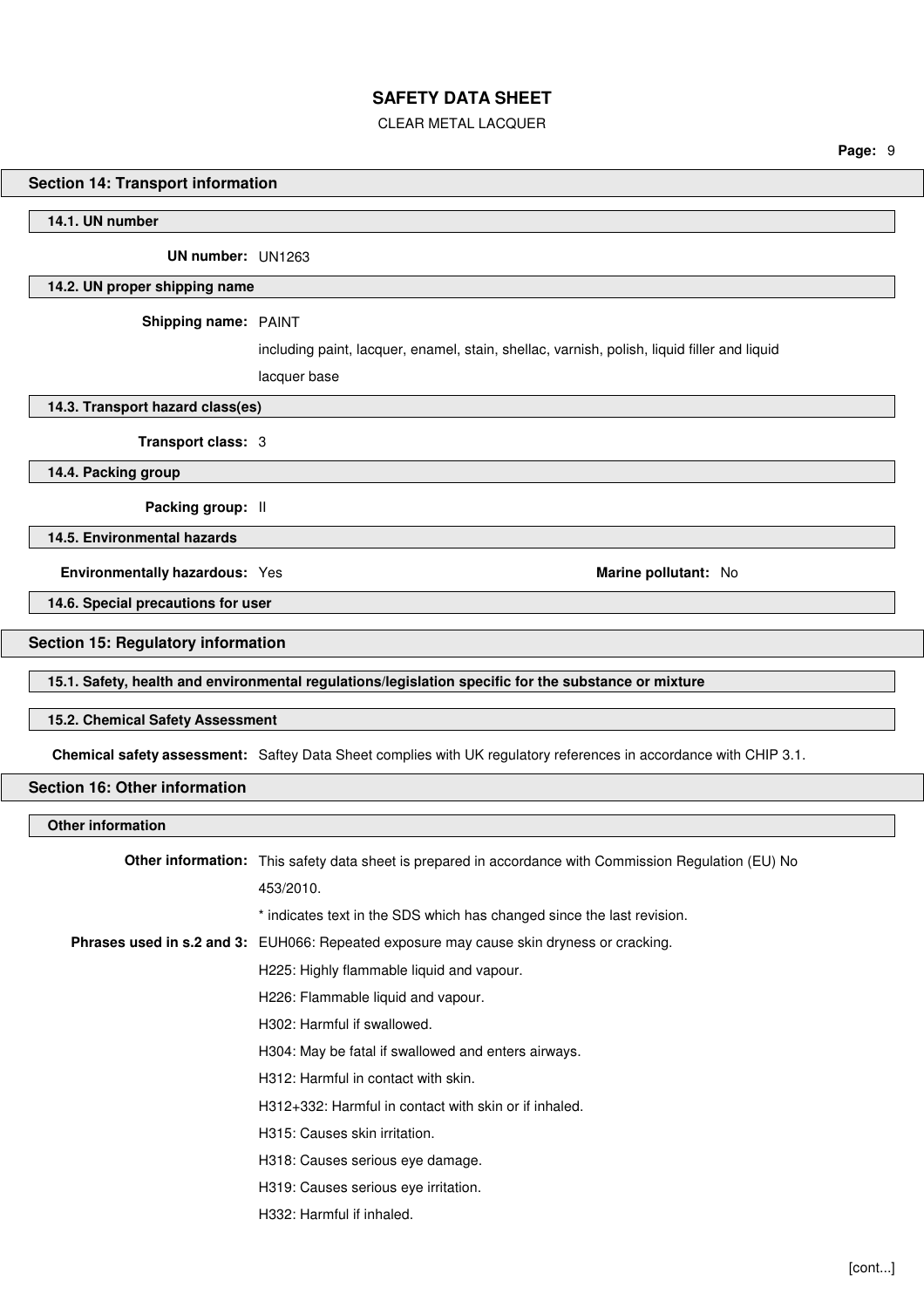## Section 14: Transport information

### 14.1. UN number

**UN number:** UN1263

### 14.2. UN proper shipping name

**Shipping name:** PAINT

including paint, lacquer, enamel, stain, shellac, varnish, polish, liquid filler and liquid lacquer base

### 14.3. Transport hazard class(es)

**Transport class:** 3

### 14.4. Packing group

**Packing group:** II

### 14.5. Environmental hazards

**Environmentally hazardous:** Yes **Marine pollutant:** No

### 14.6. Special precautions for user

## Section 15: Regulatory information

### 15.1. Safety, health and environmental regulations/legislation specific for the substance or mixture

### 15.2. Chemical Safety Assessment

**Chemical safety assessment:** Saftey Data Sheet complies with UK regulatory references in accordance with CHIP 3.1.

## Section 16: Other information

### Other information

**Other information:** This safety data sheet is prepared in accordance with Commission Regulation (EU) No 453/2010.

* indicates text in the SDS which has changed since the last revision.

**Phrases used in s.2 and 3:** EUH066: Repeated exposure may cause skin dryness or cracking.

H225: Highly flammable liquid and vapour.

H226: Flammable liquid and vapour.

H302: Harmful if swallowed.

H304: May be fatal if swallowed and enters airways.

H312: Harmful in contact with skin.

H312+332: Harmful in contact with skin or if inhaled.

H315: Causes skin irritation.

H318: Causes serious eye damage.

H319: Causes serious eye irritation.

H332: Harmful if inhaled.

[cont...]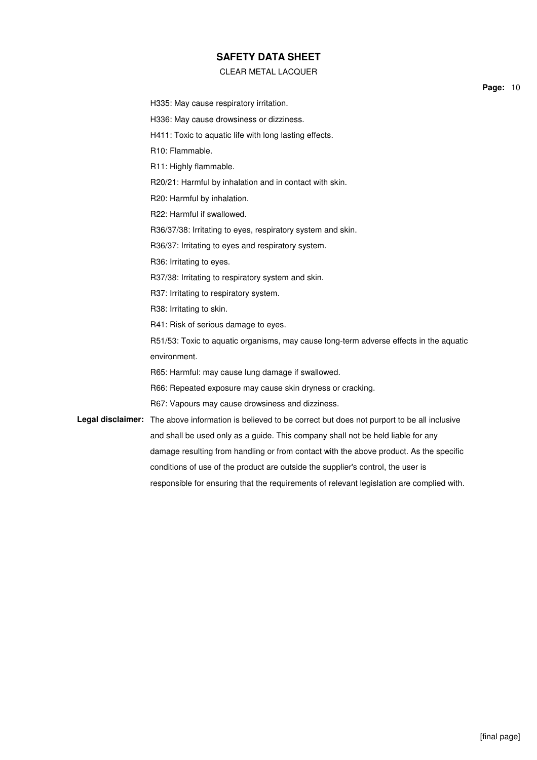H335: May cause respiratory irritation.

H336: May cause drowsiness or dizziness.

H411: Toxic to aquatic life with long lasting effects.

R10: Flammable.

R11: Highly flammable.

R20/21: Harmful by inhalation and in contact with skin.

R20: Harmful by inhalation.

R22: Harmful if swallowed.

R36/37/38: Irritating to eyes, respiratory system and skin.

R36/37: Irritating to eyes and respiratory system.

R36: Irritating to eyes.

R37/38: Irritating to respiratory system and skin.

R37: Irritating to respiratory system.

R38: Irritating to skin.

R41: Risk of serious damage to eyes.

R51/53: Toxic to aquatic organisms, may cause long-term adverse effects in the aquatic environment.

R65: Harmful: may cause lung damage if swallowed.

R66: Repeated exposure may cause skin dryness or cracking.

R67: Vapours may cause drowsiness and dizziness.

**Legal disclaimer:** The above information is believed to be correct but does not purport to be all inclusive and shall be used only as a guide. This company shall not be held liable for any damage resulting from handling or from contact with the above product. As the specific conditions of use of the product are outside the supplier's control, the user is responsible for ensuring that the requirements of relevant legislation are complied with.